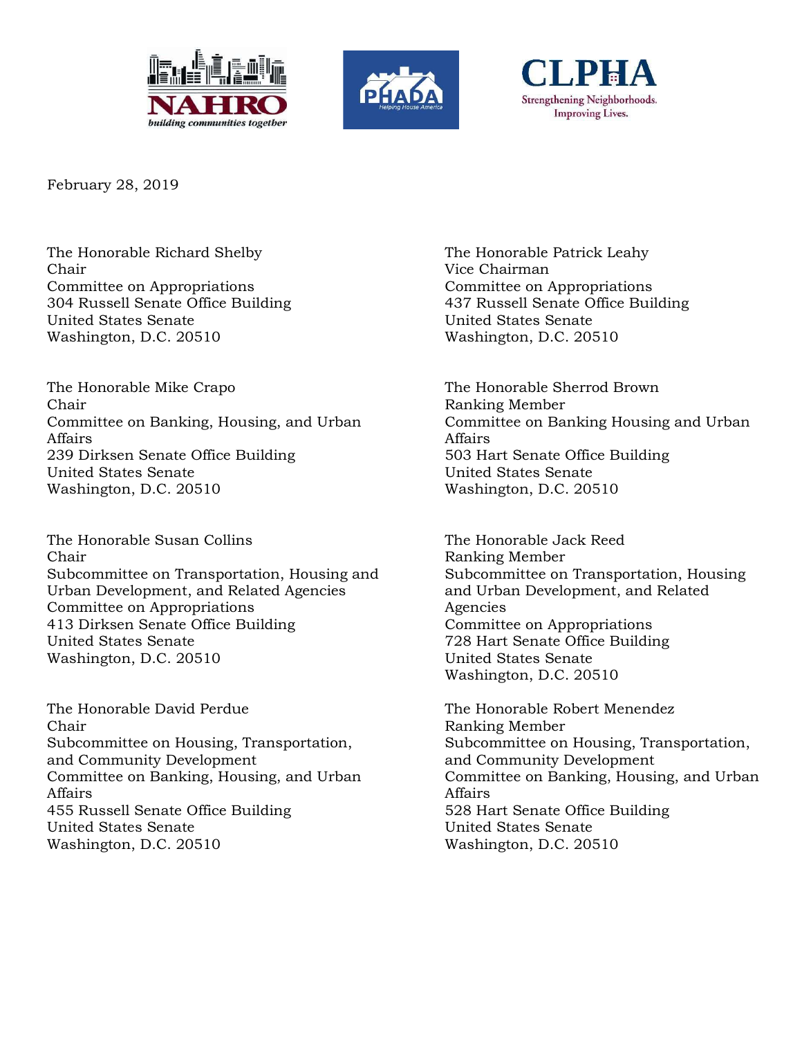NAHRO
*building communities together*

PHADA
*Helping House America*

CLPHA
Strengthening Neighborhoods. Improving Lives.

February 28, 2019

The Honorable Richard Shelby
Chair
Committee on Appropriations
304 Russell Senate Office Building
United States Senate
Washington, D.C. 20510

The Honorable Patrick Leahy
Vice Chairman
Committee on Appropriations
437 Russell Senate Office Building
United States Senate
Washington, D.C. 20510

The Honorable Mike Crapo
Chair
Committee on Banking, Housing, and Urban Affairs
239 Dirksen Senate Office Building
United States Senate
Washington, D.C. 20510

The Honorable Sherrod Brown
Ranking Member
Committee on Banking Housing and Urban Affairs
503 Hart Senate Office Building
United States Senate
Washington, D.C. 20510

The Honorable Susan Collins
Chair
Subcommittee on Transportation, Housing and Urban Development, and Related Agencies
Committee on Appropriations
413 Dirksen Senate Office Building
United States Senate
Washington, D.C. 20510

The Honorable Jack Reed
Ranking Member
Subcommittee on Transportation, Housing and Urban Development, and Related Agencies
Committee on Appropriations
728 Hart Senate Office Building
United States Senate
Washington, D.C. 20510

The Honorable David Perdue
Chair
Subcommittee on Housing, Transportation, and Community Development
Committee on Banking, Housing, and Urban Affairs
455 Russell Senate Office Building
United States Senate
Washington, D.C. 20510

The Honorable Robert Menendez
Ranking Member
Subcommittee on Housing, Transportation, and Community Development
Committee on Banking, Housing, and Urban Affairs
528 Hart Senate Office Building
United States Senate
Washington, D.C. 20510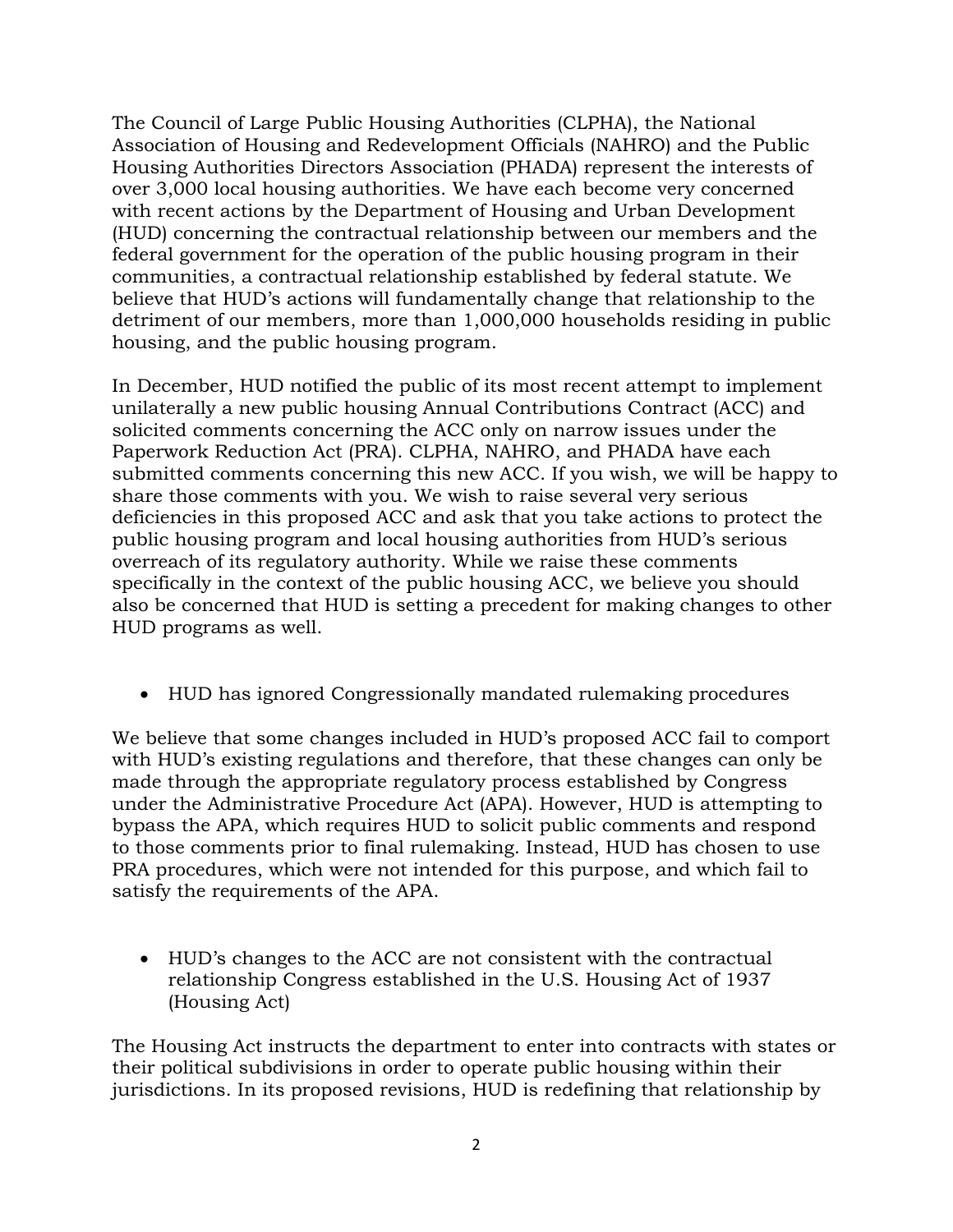The Council of Large Public Housing Authorities (CLPHA), the National Association of Housing and Redevelopment Officials (NAHRO) and the Public Housing Authorities Directors Association (PHADA) represent the interests of over 3,000 local housing authorities. We have each become very concerned with recent actions by the Department of Housing and Urban Development (HUD) concerning the contractual relationship between our members and the federal government for the operation of the public housing program in their communities, a contractual relationship established by federal statute. We believe that HUD's actions will fundamentally change that relationship to the detriment of our members, more than 1,000,000 households residing in public housing, and the public housing program.

In December, HUD notified the public of its most recent attempt to implement unilaterally a new public housing Annual Contributions Contract (ACC) and solicited comments concerning the ACC only on narrow issues under the Paperwork Reduction Act (PRA). CLPHA, NAHRO, and PHADA have each submitted comments concerning this new ACC. If you wish, we will be happy to share those comments with you. We wish to raise several very serious deficiencies in this proposed ACC and ask that you take actions to protect the public housing program and local housing authorities from HUD's serious overreach of its regulatory authority. While we raise these comments specifically in the context of the public housing ACC, we believe you should also be concerned that HUD is setting a precedent for making changes to other HUD programs as well.

- HUD has ignored Congressionally mandated rulemaking procedures

We believe that some changes included in HUD's proposed ACC fail to comport with HUD's existing regulations and therefore, that these changes can only be made through the appropriate regulatory process established by Congress under the Administrative Procedure Act (APA). However, HUD is attempting to bypass the APA, which requires HUD to solicit public comments and respond to those comments prior to final rulemaking. Instead, HUD has chosen to use PRA procedures, which were not intended for this purpose, and which fail to satisfy the requirements of the APA.

- HUD's changes to the ACC are not consistent with the contractual relationship Congress established in the U.S. Housing Act of 1937 (Housing Act)

The Housing Act instructs the department to enter into contracts with states or their political subdivisions in order to operate public housing within their jurisdictions. In its proposed revisions, HUD is redefining that relationship by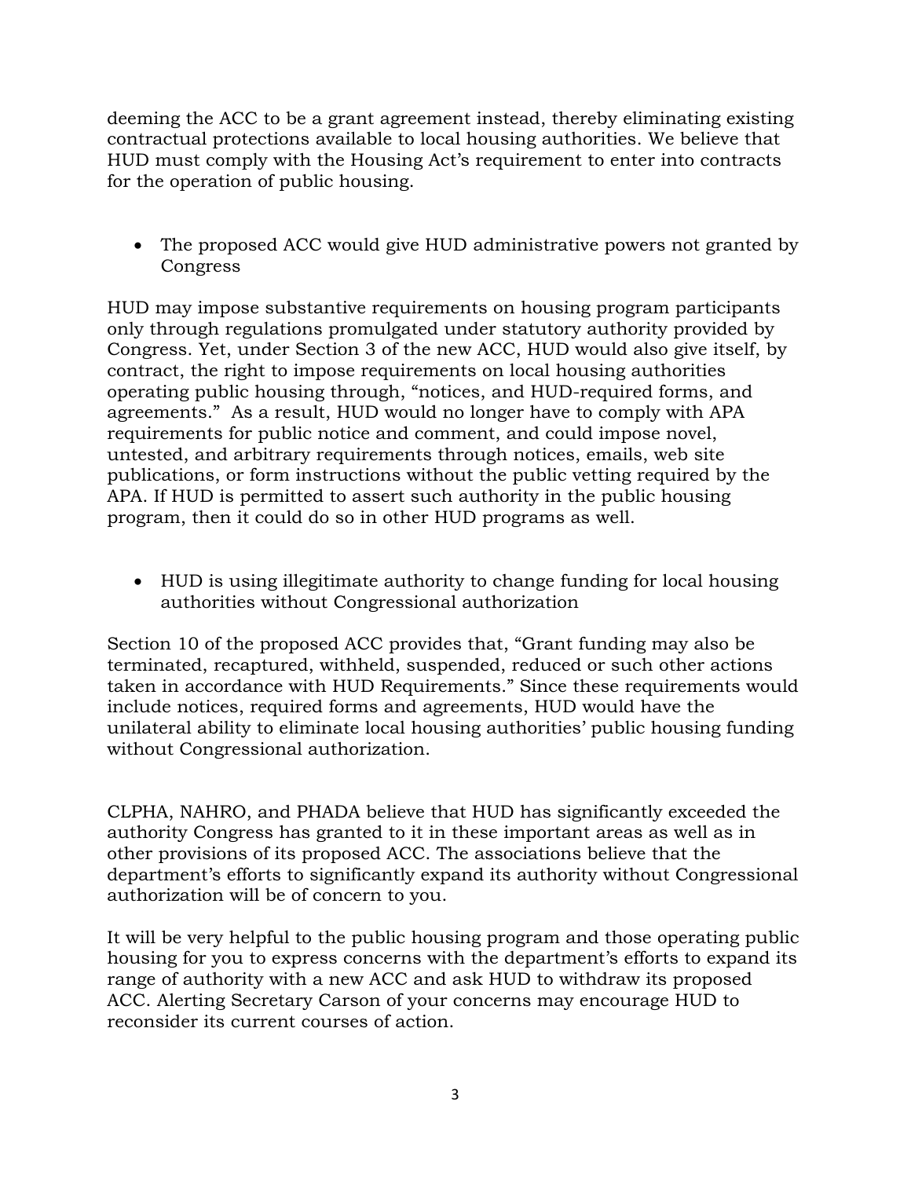deeming the ACC to be a grant agreement instead, thereby eliminating existing contractual protections available to local housing authorities. We believe that HUD must comply with the Housing Act's requirement to enter into contracts for the operation of public housing.

- The proposed ACC would give HUD administrative powers not granted by Congress

HUD may impose substantive requirements on housing program participants only through regulations promulgated under statutory authority provided by Congress. Yet, under Section 3 of the new ACC, HUD would also give itself, by contract, the right to impose requirements on local housing authorities operating public housing through, "notices, and HUD-required forms, and agreements." As a result, HUD would no longer have to comply with APA requirements for public notice and comment, and could impose novel, untested, and arbitrary requirements through notices, emails, web site publications, or form instructions without the public vetting required by the APA. If HUD is permitted to assert such authority in the public housing program, then it could do so in other HUD programs as well.

- HUD is using illegitimate authority to change funding for local housing authorities without Congressional authorization

Section 10 of the proposed ACC provides that, "Grant funding may also be terminated, recaptured, withheld, suspended, reduced or such other actions taken in accordance with HUD Requirements." Since these requirements would include notices, required forms and agreements, HUD would have the unilateral ability to eliminate local housing authorities' public housing funding without Congressional authorization.

CLPHA, NAHRO, and PHADA believe that HUD has significantly exceeded the authority Congress has granted to it in these important areas as well as in other provisions of its proposed ACC. The associations believe that the department's efforts to significantly expand its authority without Congressional authorization will be of concern to you.

It will be very helpful to the public housing program and those operating public housing for you to express concerns with the department's efforts to expand its range of authority with a new ACC and ask HUD to withdraw its proposed ACC. Alerting Secretary Carson of your concerns may encourage HUD to reconsider its current courses of action.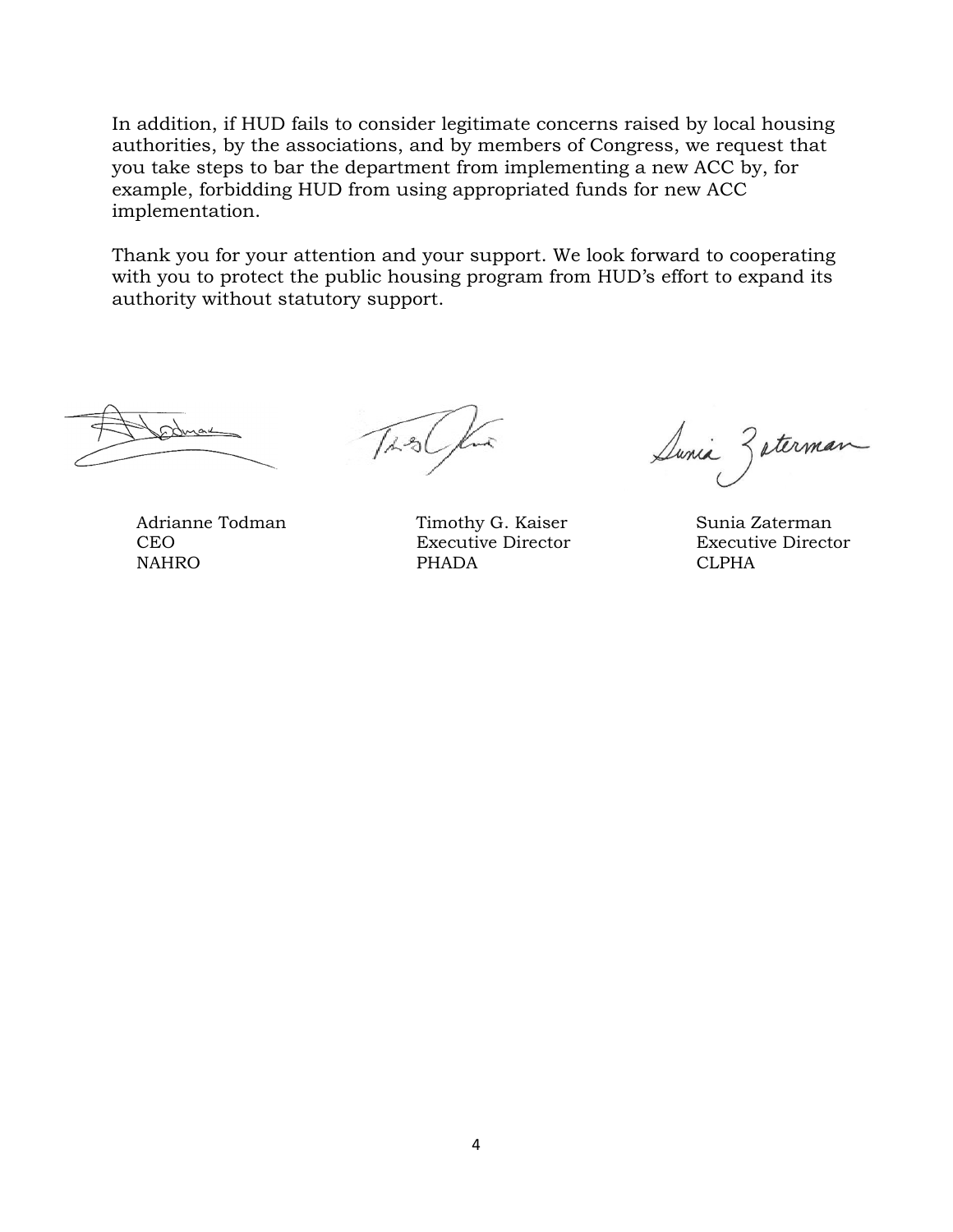In addition, if HUD fails to consider legitimate concerns raised by local housing authorities, by the associations, and by members of Congress, we request that you take steps to bar the department from implementing a new ACC by, for example, forbidding HUD from using appropriated funds for new ACC implementation.

Thank you for your attention and your support. We look forward to cooperating with you to protect the public housing program from HUD's effort to expand its authority without statutory support.

| | | |
|---|---|---|
| Adrianne Todman | Timothy G. Kaiser | Sunia Zaterman |
| CEO | Executive Director | Executive Director |
| NAHRO | PHADA | CLPHA |